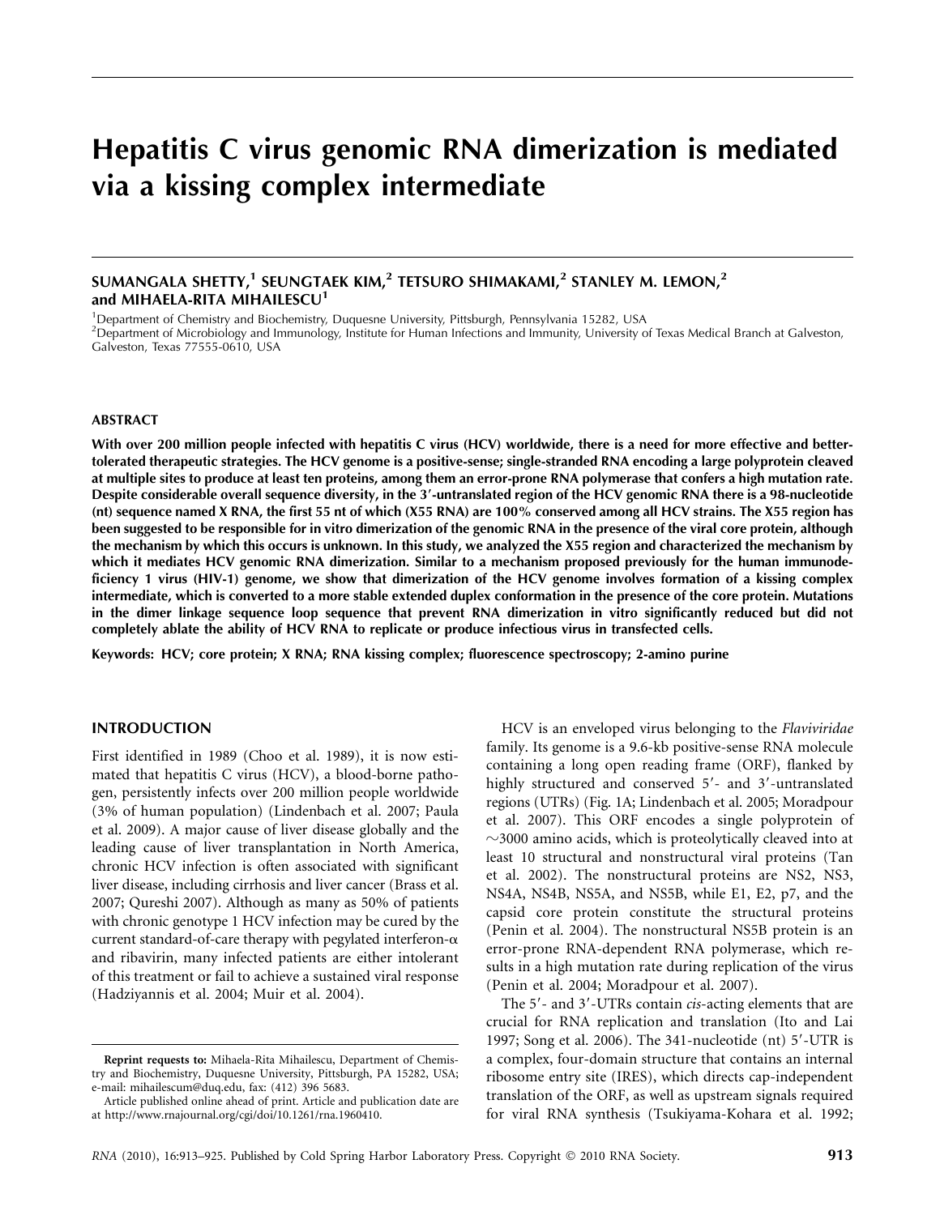# Hepatitis C virus genomic RNA dimerization is mediated via a kissing complex intermediate

SUMANGALA SHETTY,[1] SEUNGTAEK KIM,[2] TETSURO SHIMAKAMI,[2] STANLEY M. LEMON,[2] and MIHAELA-RITA MIHAILESCU[1]

[1]Department of Chemistry and Biochemistry, Duquesne University, Pittsburgh, Pennsylvania 15282, USA

[2]Department of Microbiology and Immunology, Institute for Human Infections and Immunity, University of Texas Medical Branch at Galveston, Galveston, Texas 77555-0610, USA

## ABSTRACT

**With over 200 million people infected with hepatitis C virus (HCV) worldwide, there is a need for more effective and better-tolerated therapeutic strategies. The HCV genome is a positive-sense; single-stranded RNA encoding a large polyprotein cleaved at multiple sites to produce at least ten proteins, among them an error-prone RNA polymerase that confers a high mutation rate. Despite considerable overall sequence diversity, in the 3′-untranslated region of the HCV genomic RNA there is a 98-nucleotide (nt) sequence named X RNA, the first 55 nt of which (X55 RNA) are 100% conserved among all HCV strains. The X55 region has been suggested to be responsible for in vitro dimerization of the genomic RNA in the presence of the viral core protein, although the mechanism by which this occurs is unknown. In this study, we analyzed the X55 region and characterized the mechanism by which it mediates HCV genomic RNA dimerization. Similar to a mechanism proposed previously for the human immunodeficiency 1 virus (HIV-1) genome, we show that dimerization of the HCV genome involves formation of a kissing complex intermediate, which is converted to a more stable extended duplex conformation in the presence of the core protein. Mutations in the dimer linkage sequence loop sequence that prevent RNA dimerization in vitro significantly reduced but did not completely ablate the ability of HCV RNA to replicate or produce infectious virus in transfected cells.**

**Keywords: HCV; core protein; X RNA; RNA kissing complex; fluorescence spectroscopy; 2-amino purine**

## INTRODUCTION

First identified in 1989 (Choo et al. 1989), it is now estimated that hepatitis C virus (HCV), a blood-borne pathogen, persistently infects over 200 million people worldwide (3% of human population) (Lindenbach et al. 2007; Paula et al. 2009). A major cause of liver disease globally and the leading cause of liver transplantation in North America, chronic HCV infection is often associated with significant liver disease, including cirrhosis and liver cancer (Brass et al. 2007; Qureshi 2007). Although as many as 50% of patients with chronic genotype 1 HCV infection may be cured by the current standard-of-care therapy with pegylated interferon-α and ribavirin, many infected patients are either intolerant of this treatment or fail to achieve a sustained viral response (Hadziyannis et al. 2004; Muir et al. 2004).

HCV is an enveloped virus belonging to the *Flaviviridae* family. Its genome is a 9.6-kb positive-sense RNA molecule containing a long open reading frame (ORF), flanked by highly structured and conserved 5′- and 3′-untranslated regions (UTRs) (Fig. 1A; Lindenbach et al. 2005; Moradpour et al. 2007). This ORF encodes a single polyprotein of ~3000 amino acids, which is proteolytically cleaved into at least 10 structural and nonstructural viral proteins (Tan et al. 2002). The nonstructural proteins are NS2, NS3, NS4A, NS4B, NS5A, and NS5B, while E1, E2, p7, and the capsid core protein constitute the structural proteins (Penin et al. 2004). The nonstructural NS5B protein is an error-prone RNA-dependent RNA polymerase, which results in a high mutation rate during replication of the virus (Penin et al. 2004; Moradpour et al. 2007).

The 5′- and 3′-UTRs contain *cis*-acting elements that are crucial for RNA replication and translation (Ito and Lai 1997; Song et al. 2006). The 341-nucleotide (nt) 5′-UTR is a complex, four-domain structure that contains an internal ribosome entry site (IRES), which directs cap-independent translation of the ORF, as well as upstream signals required for viral RNA synthesis (Tsukiyama-Kohara et al. 1992;

---

**Reprint requests to:** Mihaela-Rita Mihailescu, Department of Chemistry and Biochemistry, Duquesne University, Pittsburgh, PA 15282, USA; e-mail: mihailescum@duq.edu, fax: (412) 396 5683.

Article published online ahead of print. Article and publication date are at http://www.rnajournal.org/cgi/doi/10.1261/rna.1960410.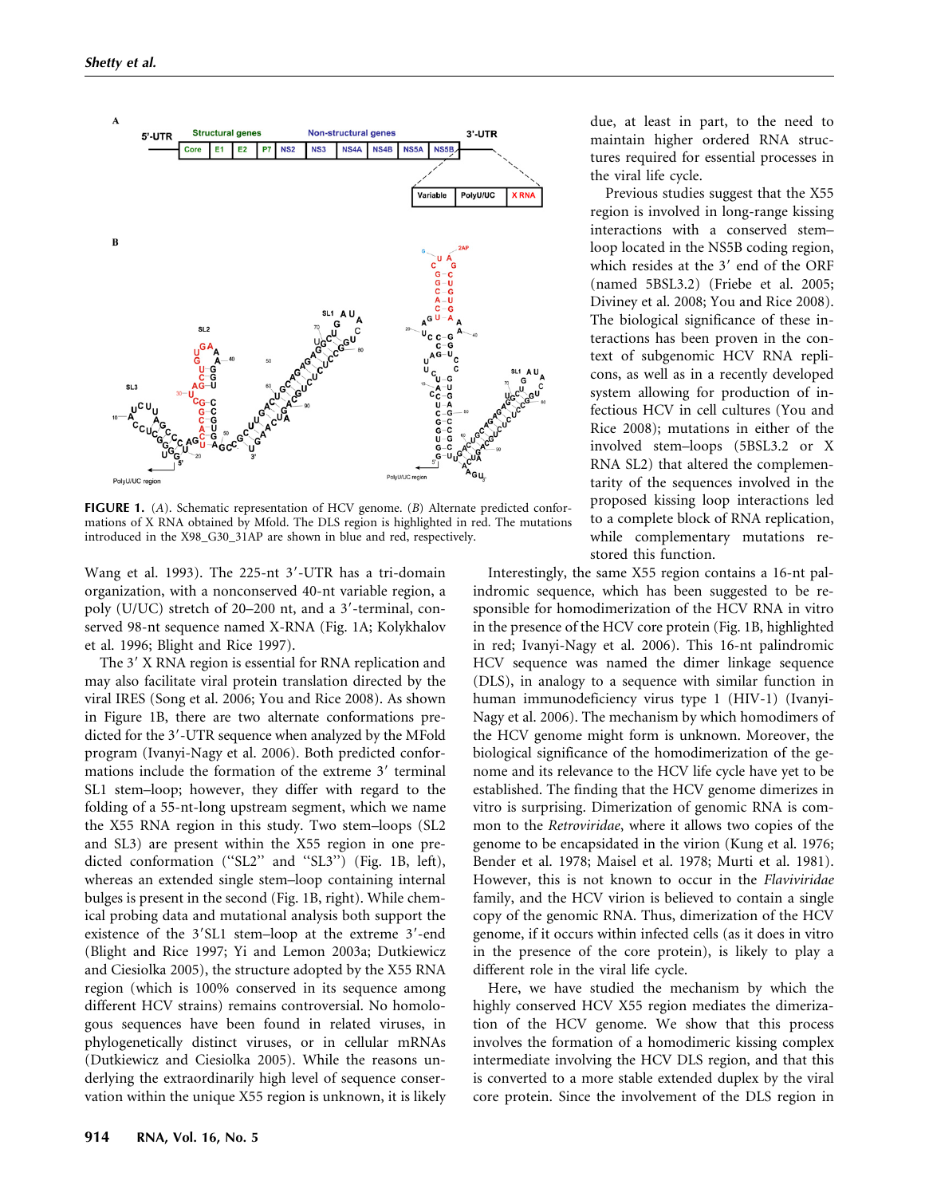FIGURE 1. (*A*). Schematic representation of HCV genome. (*B*) Alternate predicted conformations of X RNA obtained by Mfold. The DLS region is highlighted in red. The mutations introduced in the X98_G30_31AP are shown in blue and red, respectively.

due, at least in part, to the need to maintain higher ordered RNA structures required for essential processes in the viral life cycle.

Previous studies suggest that the X55 region is involved in long-range kissing interactions with a conserved stem–loop located in the NS5B coding region, which resides at the 3′ end of the ORF (named 5BSL3.2) (Friebe et al. 2005; Diviney et al. 2008; You and Rice 2008). The biological significance of these interactions has been proven in the context of subgenomic HCV RNA replicons, as well as in a recently developed system allowing for production of infectious HCV in cell cultures (You and Rice 2008); mutations in either of the involved stem–loops (5BSL3.2 or X RNA SL2) that altered the complementarity of the sequences involved in the proposed kissing loop interactions led to a complete block of RNA replication, while complementary mutations restored this function.

Wang et al. 1993). The 225-nt 3′-UTR has a tri-domain organization, with a nonconserved 40-nt variable region, a poly (U/UC) stretch of 20–200 nt, and a 3′-terminal, conserved 98-nt sequence named X-RNA (Fig. 1A; Kolykhalov et al. 1996; Blight and Rice 1997).

The 3′ X RNA region is essential for RNA replication and may also facilitate viral protein translation directed by the viral IRES (Song et al. 2006; You and Rice 2008). As shown in Figure 1B, there are two alternate conformations predicted for the 3′-UTR sequence when analyzed by the MFold program (Ivanyi-Nagy et al. 2006). Both predicted conformations include the formation of the extreme 3′ terminal SL1 stem–loop; however, they differ with regard to the folding of a 55-nt-long upstream segment, which we name the X55 RNA region in this study. Two stem–loops (SL2 and SL3) are present within the X55 region in one predicted conformation ("SL2" and "SL3") (Fig. 1B, left), whereas an extended single stem–loop containing internal bulges is present in the second (Fig. 1B, right). While chemical probing data and mutational analysis both support the existence of the 3′SL1 stem–loop at the extreme 3′-end (Blight and Rice 1997; Yi and Lemon 2003a; Dutkiewicz and Ciesiolka 2005), the structure adopted by the X55 RNA region (which is 100% conserved in its sequence among different HCV strains) remains controversial. No homologous sequences have been found in related viruses, in phylogenetically distinct viruses, or in cellular mRNAs (Dutkiewicz and Ciesiolka 2005). While the reasons underlying the extraordinarily high level of sequence conservation within the unique X55 region is unknown, it is likely

Interestingly, the same X55 region contains a 16-nt palindromic sequence, which has been suggested to be responsible for homodimerization of the HCV RNA in vitro in the presence of the HCV core protein (Fig. 1B, highlighted in red; Ivanyi-Nagy et al. 2006). This 16-nt palindromic HCV sequence was named the dimer linkage sequence (DLS), in analogy to a sequence with similar function in human immunodeficiency virus type 1 (HIV-1) (Ivanyi-Nagy et al. 2006). The mechanism by which homodimers of the HCV genome might form is unknown. Moreover, the biological significance of the homodimerization of the genome and its relevance to the HCV life cycle have yet to be established. The finding that the HCV genome dimerizes in vitro is surprising. Dimerization of genomic RNA is common to the *Retroviridae*, where it allows two copies of the genome to be encapsidated in the virion (Kung et al. 1976; Bender et al. 1978; Maisel et al. 1978; Murti et al. 1981). However, this is not known to occur in the *Flaviviridae* family, and the HCV virion is believed to contain a single copy of the genomic RNA. Thus, dimerization of the HCV genome, if it occurs within infected cells (as it does in vitro in the presence of the core protein), is likely to play a different role in the viral life cycle.

Here, we have studied the mechanism by which the highly conserved HCV X55 region mediates the dimerization of the HCV genome. We show that this process involves the formation of a homodimeric kissing complex intermediate involving the HCV DLS region, and that this is converted to a more stable extended duplex by the viral core protein. Since the involvement of the DLS region in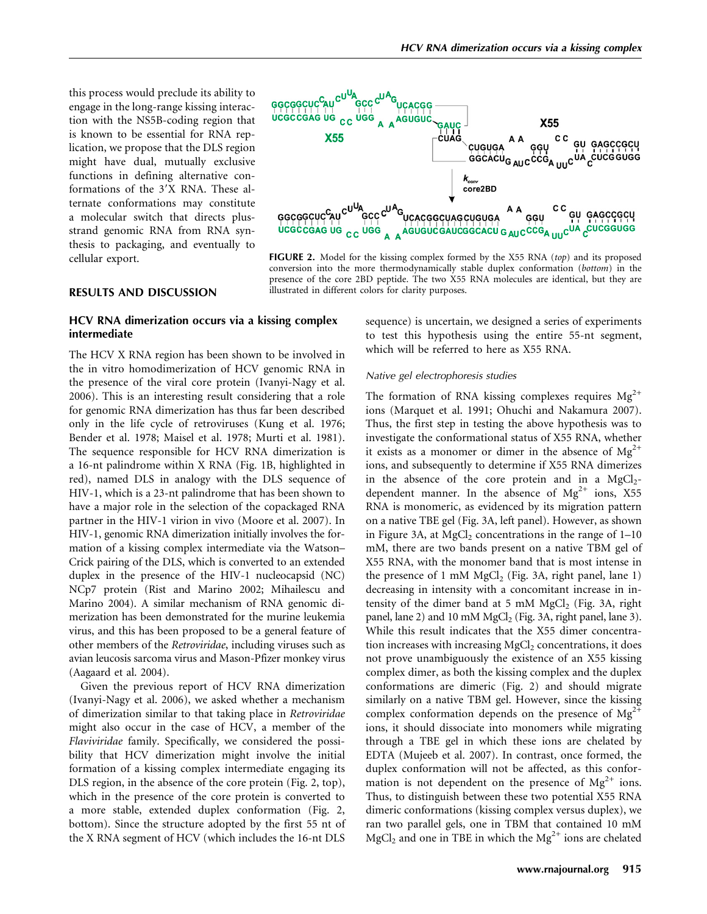this process would preclude its ability to engage in the long-range kissing interaction with the NS5B-coding region that is known to be essential for RNA replication, we propose that the DLS region might have dual, mutually exclusive functions in defining alternative conformations of the 3′X RNA. These alternate conformations may constitute a molecular switch that directs plus-strand genomic RNA from RNA synthesis to packaging, and eventually to cellular export.

**FIGURE 2.** Model for the kissing complex formed by the X55 RNA (*top*) and its proposed conversion into the more thermodynamically stable duplex conformation (*bottom*) in the presence of the core 2BD peptide. The two X55 RNA molecules are identical, but they are illustrated in different colors for clarity purposes.

## RESULTS AND DISCUSSION

### HCV RNA dimerization occurs via a kissing complex intermediate

The HCV X RNA region has been shown to be involved in the in vitro homodimerization of HCV genomic RNA in the presence of the viral core protein (Ivanyi-Nagy et al. 2006). This is an interesting result considering that a role for genomic RNA dimerization has thus far been described only in the life cycle of retroviruses (Kung et al. 1976; Bender et al. 1978; Maisel et al. 1978; Murti et al. 1981). The sequence responsible for HCV RNA dimerization is a 16-nt palindrome within X RNA (Fig. 1B, highlighted in red), named DLS in analogy with the DLS sequence of HIV-1, which is a 23-nt palindrome that has been shown to have a major role in the selection of the copackaged RNA partner in the HIV-1 virion in vivo (Moore et al. 2007). In HIV-1, genomic RNA dimerization initially involves the formation of a kissing complex intermediate via the Watson–Crick pairing of the DLS, which is converted to an extended duplex in the presence of the HIV-1 nucleocapsid (NC) NCp7 protein (Rist and Marino 2002; Mihailescu and Marino 2004). A similar mechanism of RNA genomic dimerization has been demonstrated for the murine leukemia virus, and this has been proposed to be a general feature of other members of the *Retroviridae*, including viruses such as avian leucosis sarcoma virus and Mason-Pfizer monkey virus (Aagaard et al. 2004).

Given the previous report of HCV RNA dimerization (Ivanyi-Nagy et al. 2006), we asked whether a mechanism of dimerization similar to that taking place in *Retroviridae* might also occur in the case of HCV, a member of the *Flaviviridae* family. Specifically, we considered the possibility that HCV dimerization might involve the initial formation of a kissing complex intermediate engaging its DLS region, in the absence of the core protein (Fig. 2, top), which in the presence of the core protein is converted to a more stable, extended duplex conformation (Fig. 2, bottom). Since the structure adopted by the first 55 nt of the X RNA segment of HCV (which includes the 16-nt DLS sequence) is uncertain, we designed a series of experiments to test this hypothesis using the entire 55-nt segment, which will be referred to here as X55 RNA.

#### *Native gel electrophoresis studies*

The formation of RNA kissing complexes requires $Mg^{2+}$ ions (Marquet et al. 1991; Ohuchi and Nakamura 2007). Thus, the first step in testing the above hypothesis was to investigate the conformational status of X55 RNA, whether it exists as a monomer or dimer in the absence of $Mg^{2+}$ ions, and subsequently to determine if X55 RNA dimerizes in the absence of the core protein and in a $MgCl_2$-dependent manner. In the absence of $Mg^{2+}$ ions, X55 RNA is monomeric, as evidenced by its migration pattern on a native TBE gel (Fig. 3A, left panel). However, as shown in Figure 3A, at $MgCl_2$ concentrations in the range of 1–10 mM, there are two bands present on a native TBM gel of X55 RNA, with the monomer band that is most intense in the presence of 1 mM $MgCl_2$ (Fig. 3A, right panel, lane 1) decreasing in intensity with a concomitant increase in intensity of the dimer band at 5 mM $MgCl_2$ (Fig. 3A, right panel, lane 2) and 10 mM $MgCl_2$ (Fig. 3A, right panel, lane 3). While this result indicates that the X55 dimer concentration increases with increasing $MgCl_2$ concentrations, it does not prove unambiguously the existence of an X55 kissing complex dimer, as both the kissing complex and the duplex conformations are dimeric (Fig. 2) and should migrate similarly on a native TBM gel. However, since the kissing complex conformation depends on the presence of $Mg^{2+}$ ions, it should dissociate into monomers while migrating through a TBE gel in which these ions are chelated by EDTA (Mujeeb et al. 2007). In contrast, once formed, the duplex conformation will not be affected, as this conformation is not dependent on the presence of $Mg^{2+}$ ions. Thus, to distinguish between these two potential X55 RNA dimeric conformations (kissing complex versus duplex), we ran two parallel gels, one in TBM that contained 10 mM $MgCl_2$ and one in TBE in which the $Mg^{2+}$ ions are chelated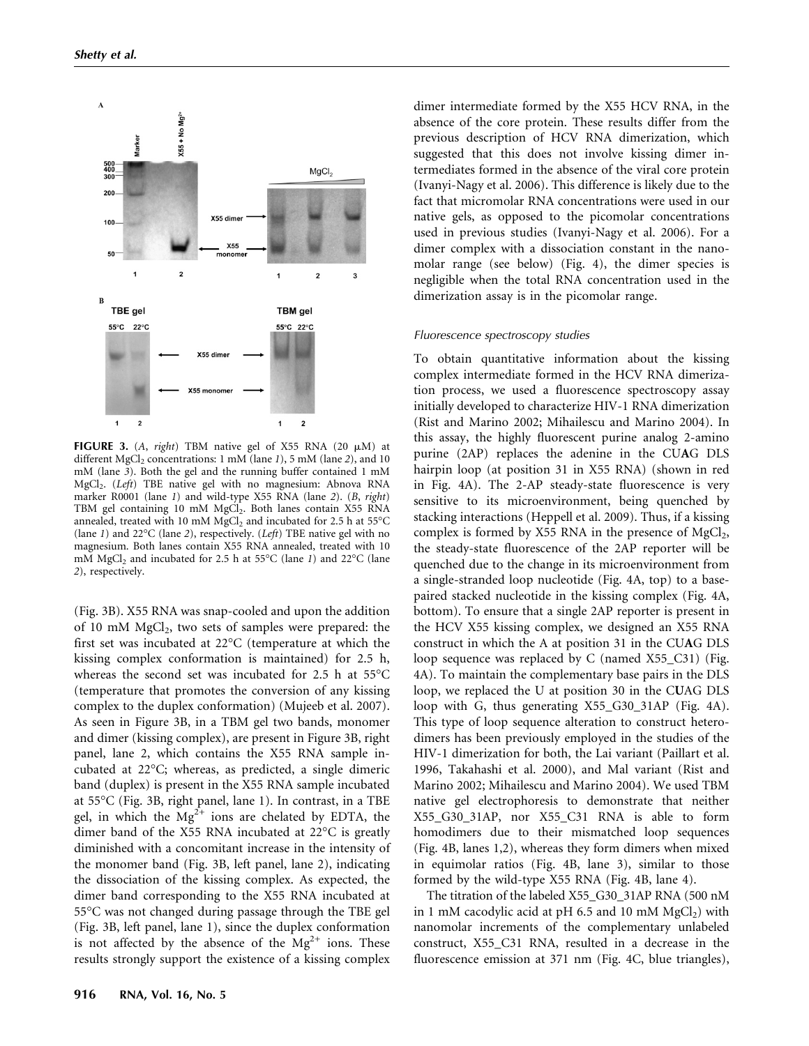**FIGURE 3.** (*A*, *right*) TBM native gel of X55 RNA (20 μM) at different $MgCl_2$ concentrations: 1 mM (lane *1*), 5 mM (lane *2*), and 10 mM (lane *3*). Both the gel and the running buffer contained 1 mM $MgCl_2$. (*Left*) TBE native gel with no magnesium: Abnova RNA marker R0001 (lane *1*) and wild-type X55 RNA (lane *2*). (*B*, *right*) TBM gel containing 10 mM $MgCl_2$. Both lanes contain X55 RNA annealed, treated with 10 mM $MgCl_2$ and incubated for 2.5 h at 55°C (lane *1*) and 22°C (lane *2*), respectively. (*Left*) TBE native gel with no magnesium. Both lanes contain X55 RNA annealed, treated with 10 mM $MgCl_2$ and incubated for 2.5 h at 55°C (lane *1*) and 22°C (lane *2*), respectively.

(Fig. 3B). X55 RNA was snap-cooled and upon the addition of 10 mM $MgCl_2$, two sets of samples were prepared: the first set was incubated at 22°C (temperature at which the kissing complex conformation is maintained) for 2.5 h, whereas the second set was incubated for 2.5 h at 55°C (temperature that promotes the conversion of any kissing complex to the duplex conformation) (Mujeeb et al. 2007). As seen in Figure 3B, in a TBM gel two bands, monomer and dimer (kissing complex), are present in Figure 3B, right panel, lane 2, which contains the X55 RNA sample incubated at 22°C; whereas, as predicted, a single dimeric band (duplex) is present in the X55 RNA sample incubated at 55°C (Fig. 3B, right panel, lane 1). In contrast, in a TBE gel, in which the $Mg^{2+}$ ions are chelated by EDTA, the dimer band of the X55 RNA incubated at 22°C is greatly diminished with a concomitant increase in the intensity of the monomer band (Fig. 3B, left panel, lane 2), indicating the dissociation of the kissing complex. As expected, the dimer band corresponding to the X55 RNA incubated at 55°C was not changed during passage through the TBE gel (Fig. 3B, left panel, lane 1), since the duplex conformation is not affected by the absence of the $Mg^{2+}$ ions. These results strongly support the existence of a kissing complex dimer intermediate formed by the X55 HCV RNA, in the absence of the core protein. These results differ from the previous description of HCV RNA dimerization, which suggested that this does not involve kissing dimer intermediates formed in the absence of the viral core protein (Ivanyi-Nagy et al. 2006). This difference is likely due to the fact that micromolar RNA concentrations were used in our native gels, as opposed to the picomolar concentrations used in previous studies (Ivanyi-Nagy et al. 2006). For a dimer complex with a dissociation constant in the nanomolar range (see below) (Fig. 4), the dimer species is negligible when the total RNA concentration used in the dimerization assay is in the picomolar range.

### *Fluorescence spectroscopy studies*

To obtain quantitative information about the kissing complex intermediate formed in the HCV RNA dimerization process, we used a fluorescence spectroscopy assay initially developed to characterize HIV-1 RNA dimerization (Rist and Marino 2002; Mihailescu and Marino 2004). In this assay, the highly fluorescent purine analog 2-amino purine (2AP) replaces the adenine in the CU**A**G DLS hairpin loop (at position 31 in X55 RNA) (shown in red in Fig. 4A). The 2-AP steady-state fluorescence is very sensitive to its microenvironment, being quenched by stacking interactions (Heppell et al. 2009). Thus, if a kissing complex is formed by X55 RNA in the presence of $MgCl_2$, the steady-state fluorescence of the 2AP reporter will be quenched due to the change in its microenvironment from a single-stranded loop nucleotide (Fig. 4A, top) to a base-paired stacked nucleotide in the kissing complex (Fig. 4A, bottom). To ensure that a single 2AP reporter is present in the HCV X55 kissing complex, we designed an X55 RNA construct in which the A at position 31 in the CU**A**G DLS loop sequence was replaced by C (named X55_C31) (Fig. 4A). To maintain the complementary base pairs in the DLS loop, we replaced the U at position 30 in the C**U**AG DLS loop with G, thus generating X55_G30_31AP (Fig. 4A). This type of loop sequence alteration to construct hetero-dimers has been previously employed in the studies of the HIV-1 dimerization for both, the Lai variant (Paillart et al. 1996, Takahashi et al. 2000), and Mal variant (Rist and Marino 2002; Mihailescu and Marino 2004). We used TBM native gel electrophoresis to demonstrate that neither X55_G30_31AP, nor X55_C31 RNA is able to form homodimers due to their mismatched loop sequences (Fig. 4B, lanes 1,2), whereas they form dimers when mixed in equimolar ratios (Fig. 4B, lane 3), similar to those formed by the wild-type X55 RNA (Fig. 4B, lane 4).

The titration of the labeled X55_G30_31AP RNA (500 nM in 1 mM cacodylic acid at pH 6.5 and 10 mM $MgCl_2$) with nanomolar increments of the complementary unlabeled construct, X55_C31 RNA, resulted in a decrease in the fluorescence emission at 371 nm (Fig. 4C, blue triangles),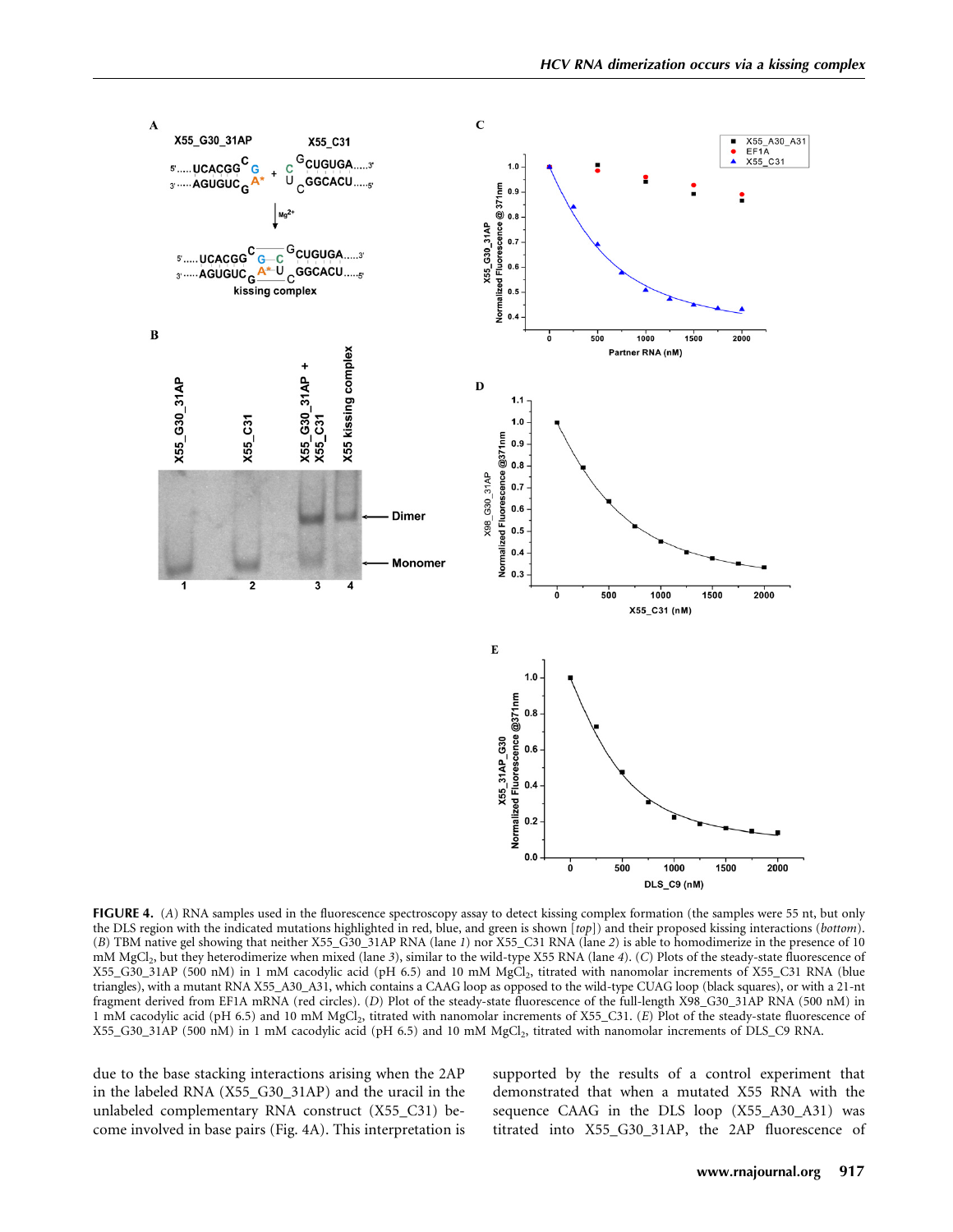**FIGURE 4.** (*A*) RNA samples used in the fluorescence spectroscopy assay to detect kissing complex formation (the samples were 55 nt, but only the DLS region with the indicated mutations highlighted in red, blue, and green is shown [*top*]) and their proposed kissing interactions (*bottom*). (*B*) TBM native gel showing that neither X55_G30_31AP RNA (lane *1*) nor X55_C31 RNA (lane *2*) is able to homodimerize in the presence of 10 mM $MgCl_2$, but they heterodimerize when mixed (lane *3*), similar to the wild-type X55 RNA (lane *4*). (*C*) Plots of the steady-state fluorescence of X55_G30_31AP (500 nM) in 1 mM cacodylic acid (pH 6.5) and 10 mM $MgCl_2$, titrated with nanomolar increments of X55_C31 RNA (blue triangles), with a mutant RNA X55_A30_A31, which contains a CAAG loop as opposed to the wild-type CUAG loop (black squares), or with a 21-nt fragment derived from EF1A mRNA (red circles). (*D*) Plot of the steady-state fluorescence of the full-length X98_G30_31AP RNA (500 nM) in 1 mM cacodylic acid (pH 6.5) and 10 mM $MgCl_2$, titrated with nanomolar increments of X55_C31. (*E*) Plot of the steady-state fluorescence of X55_G30_31AP (500 nM) in 1 mM cacodylic acid (pH 6.5) and 10 mM $MgCl_2$, titrated with nanomolar increments of DLS_C9 RNA.

due to the base stacking interactions arising when the 2AP in the labeled RNA (X55_G30_31AP) and the uracil in the unlabeled complementary RNA construct (X55_C31) become involved in base pairs (Fig. 4A). This interpretation is supported by the results of a control experiment that demonstrated that when a mutated X55 RNA with the sequence CAAG in the DLS loop (X55_A30_A31) was titrated into X55_G30_31AP, the 2AP fluorescence of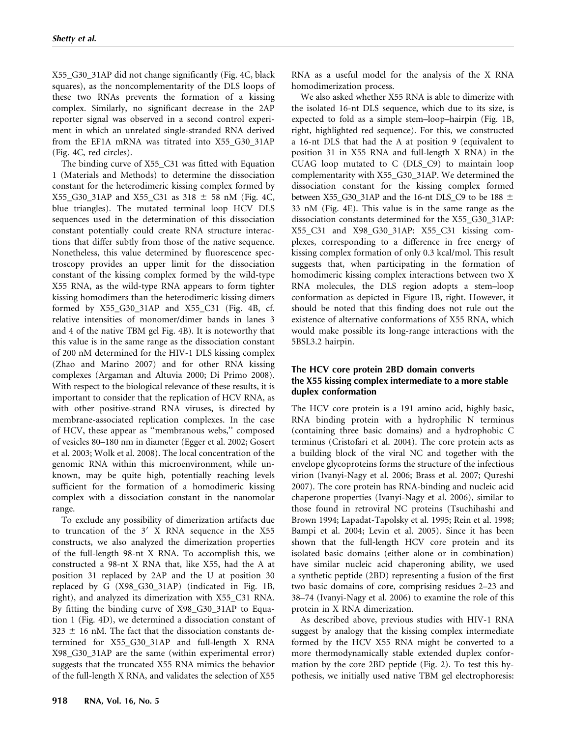X55_G30_31AP did not change significantly (Fig. 4C, black squares), as the noncomplementarity of the DLS loops of these two RNAs prevents the formation of a kissing complex. Similarly, no significant decrease in the 2AP reporter signal was observed in a second control experiment in which an unrelated single-stranded RNA derived from the EF1A mRNA was titrated into X55_G30_31AP (Fig. 4C, red circles).

The binding curve of X55_C31 was fitted with Equation 1 (Materials and Methods) to determine the dissociation constant for the heterodimeric kissing complex formed by X55_G30_31AP and X55_C31 as 318 ± 58 nM (Fig. 4C, blue triangles). The mutated terminal loop HCV DLS sequences used in the determination of this dissociation constant potentially could create RNA structure interactions that differ subtly from those of the native sequence. Nonetheless, this value determined by fluorescence spectroscopy provides an upper limit for the dissociation constant of the kissing complex formed by the wild-type X55 RNA, as the wild-type RNA appears to form tighter kissing homodimers than the heterodimeric kissing dimers formed by X55_G30_31AP and X55_C31 (Fig. 4B, cf. relative intensities of monomer/dimer bands in lanes 3 and 4 of the native TBM gel Fig. 4B). It is noteworthy that this value is in the same range as the dissociation constant of 200 nM determined for the HIV-1 DLS kissing complex (Zhao and Marino 2007) and for other RNA kissing complexes (Argaman and Altuvia 2000; Di Primo 2008). With respect to the biological relevance of these results, it is important to consider that the replication of HCV RNA, as with other positive-strand RNA viruses, is directed by membrane-associated replication complexes. In the case of HCV, these appear as ''membranous webs,'' composed of vesicles 80–180 nm in diameter (Egger et al. 2002; Gosert et al. 2003; Wolk et al. 2008). The local concentration of the genomic RNA within this microenvironment, while unknown, may be quite high, potentially reaching levels sufficient for the formation of a homodimeric kissing complex with a dissociation constant in the nanomolar range.

To exclude any possibility of dimerization artifacts due to truncation of the 3′ X RNA sequence in the X55 constructs, we also analyzed the dimerization properties of the full-length 98-nt X RNA. To accomplish this, we constructed a 98-nt X RNA that, like X55, had the A at position 31 replaced by 2AP and the U at position 30 replaced by G (X98_G30_31AP) (indicated in Fig. 1B, right), and analyzed its dimerization with X55_C31 RNA. By fitting the binding curve of X98_G30_31AP to Equation 1 (Fig. 4D), we determined a dissociation constant of 323 ± 16 nM. The fact that the dissociation constants determined for X55_G30_31AP and full-length X RNA X98_G30_31AP are the same (within experimental error) suggests that the truncated X55 RNA mimics the behavior of the full-length X RNA, and validates the selection of X55 RNA as a useful model for the analysis of the X RNA homodimerization process.

We also asked whether X55 RNA is able to dimerize with the isolated 16-nt DLS sequence, which due to its size, is expected to fold as a simple stem–loop–hairpin (Fig. 1B, right, highlighted red sequence). For this, we constructed a 16-nt DLS that had the A at position 9 (equivalent to position 31 in X55 RNA and full-length X RNA) in the CUAG loop mutated to C (DLS_C9) to maintain loop complementarity with X55_G30_31AP. We determined the dissociation constant for the kissing complex formed between X55_G30_31AP and the 16-nt DLS_C9 to be 188 ± 33 nM (Fig. 4E). This value is in the same range as the dissociation constants determined for the X55_G30_31AP: X55_C31 and X98_G30_31AP: X55_C31 kissing complexes, corresponding to a difference in free energy of kissing complex formation of only 0.3 kcal/mol. This result suggests that, when participating in the formation of homodimeric kissing complex interactions between two X RNA molecules, the DLS region adopts a stem–loop conformation as depicted in Figure 1B, right. However, it should be noted that this finding does not rule out the existence of alternative conformations of X55 RNA, which would make possible its long-range interactions with the 5BSL3.2 hairpin.

### The HCV core protein 2BD domain converts the X55 kissing complex intermediate to a more stable duplex conformation

The HCV core protein is a 191 amino acid, highly basic, RNA binding protein with a hydrophilic N terminus (containing three basic domains) and a hydrophobic C terminus (Cristofari et al. 2004). The core protein acts as a building block of the viral NC and together with the envelope glycoproteins forms the structure of the infectious virion (Ivanyi-Nagy et al. 2006; Brass et al. 2007; Qureshi 2007). The core protein has RNA-binding and nucleic acid chaperone properties (Ivanyi-Nagy et al. 2006), similar to those found in retroviral NC proteins (Tsuchihashi and Brown 1994; Lapadat-Tapolsky et al. 1995; Rein et al. 1998; Bampi et al. 2004; Levin et al. 2005). Since it has been shown that the full-length HCV core protein and its isolated basic domains (either alone or in combination) have similar nucleic acid chaperoning ability, we used a synthetic peptide (2BD) representing a fusion of the first two basic domains of core, comprising residues 2–23 and 38–74 (Ivanyi-Nagy et al. 2006) to examine the role of this protein in X RNA dimerization.

As described above, previous studies with HIV-1 RNA suggest by analogy that the kissing complex intermediate formed by the HCV X55 RNA might be converted to a more thermodynamically stable extended duplex conformation by the core 2BD peptide (Fig. 2). To test this hypothesis, we initially used native TBM gel electrophoresis: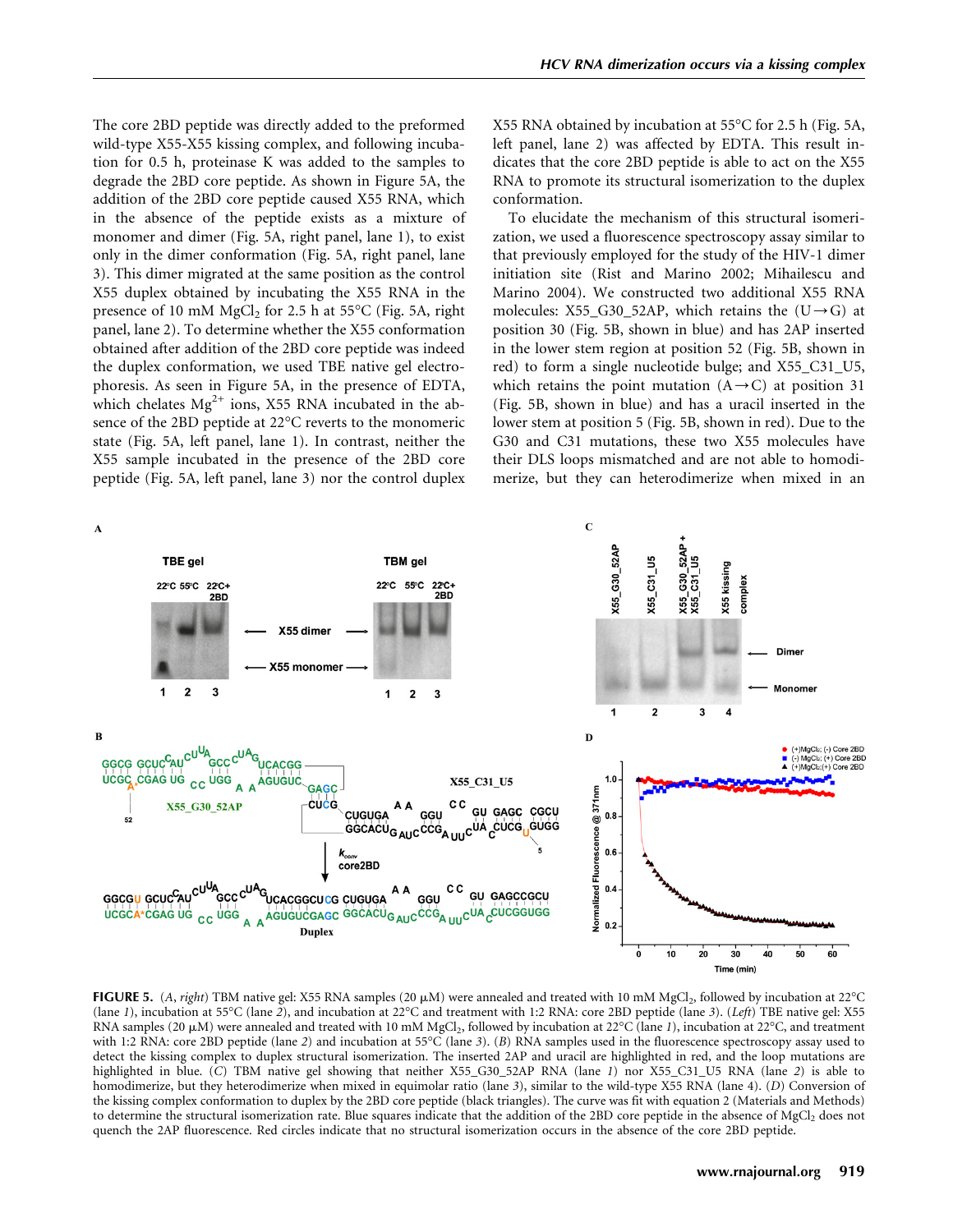The core 2BD peptide was directly added to the preformed wild-type X55-X55 kissing complex, and following incubation for 0.5 h, proteinase K was added to the samples to degrade the 2BD core peptide. As shown in Figure 5A, the addition of the 2BD core peptide caused X55 RNA, which in the absence of the peptide exists as a mixture of monomer and dimer (Fig. 5A, right panel, lane 1), to exist only in the dimer conformation (Fig. 5A, right panel, lane 3). This dimer migrated at the same position as the control X55 duplex obtained by incubating the X55 RNA in the presence of 10 mM $MgCl_2$ for 2.5 h at 55°C (Fig. 5A, right panel, lane 2). To determine whether the X55 conformation obtained after addition of the 2BD core peptide was indeed the duplex conformation, we used TBE native gel electrophoresis. As seen in Figure 5A, in the presence of EDTA, which chelates $Mg^{2+}$ ions, X55 RNA incubated in the absence of the 2BD peptide at 22°C reverts to the monomeric state (Fig. 5A, left panel, lane 1). In contrast, neither the X55 sample incubated in the presence of the 2BD core peptide (Fig. 5A, left panel, lane 3) nor the control duplex X55 RNA obtained by incubation at 55°C for 2.5 h (Fig. 5A, left panel, lane 2) was affected by EDTA. This result indicates that the core 2BD peptide is able to act on the X55 RNA to promote its structural isomerization to the duplex conformation.

To elucidate the mechanism of this structural isomerization, we used a fluorescence spectroscopy assay similar to that previously employed for the study of the HIV-1 dimer initiation site (Rist and Marino 2002; Mihailescu and Marino 2004). We constructed two additional X55 RNA molecules: X55_G30_52AP, which retains the (U→G) at position 30 (Fig. 5B, shown in blue) and has 2AP inserted in the lower stem region at position 52 (Fig. 5B, shown in red) to form a single nucleotide bulge; and X55_C31_U5, which retains the point mutation (A→C) at position 31 (Fig. 5B, shown in blue) and has a uracil inserted in the lower stem at position 5 (Fig. 5B, shown in red). Due to the G30 and C31 mutations, these two X55 molecules have their DLS loops mismatched and are not able to homodimerize, but they can heterodimerize when mixed in an

**FIGURE 5.** (*A*, *right*) TBM native gel: X55 RNA samples (20 μM) were annealed and treated with 10 mM $MgCl_2$, followed by incubation at 22°C (lane *1*), incubation at 55°C (lane *2*), and incubation at 22°C and treatment with 1:2 RNA: core 2BD peptide (lane *3*). (*Left*) TBE native gel: X55 RNA samples (20 μM) were annealed and treated with 10 mM $MgCl_2$, followed by incubation at 22°C (lane *1*), incubation at 22°C, and treatment with 1:2 RNA: core 2BD peptide (lane *2*) and incubation at 55°C (lane *3*). (*B*) RNA samples used in the fluorescence spectroscopy assay used to detect the kissing complex to duplex structural isomerization. The inserted 2AP and uracil are highlighted in red, and the loop mutations are highlighted in blue. (*C*) TBM native gel showing that neither X55_G30_52AP RNA (lane *1*) nor X55_C31_U5 RNA (lane *2*) is able to homodimerize, but they heterodimerize when mixed in equimolar ratio (lane *3*), similar to the wild-type X55 RNA (lane *4*). (*D*) Conversion of the kissing complex conformation to duplex by the 2BD core peptide (black triangles). The curve was fit with equation 2 (Materials and Methods) to determine the structural isomerization rate. Blue squares indicate that the addition of the 2BD core peptide in the absence of $MgCl_2$ does not quench the 2AP fluorescence. Red circles indicate that no structural isomerization occurs in the absence of the core 2BD peptide.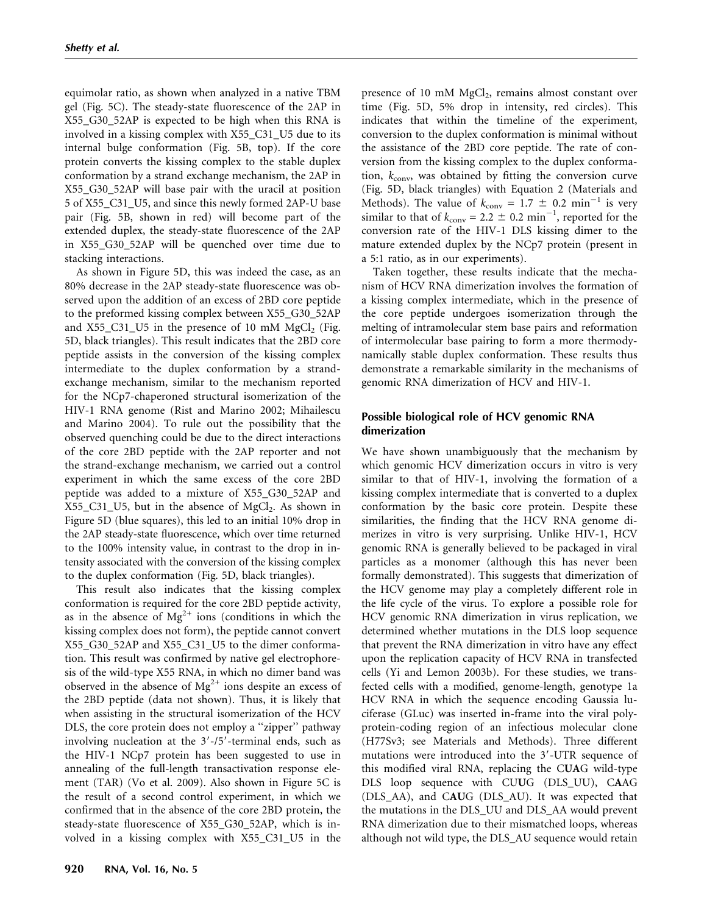equimolar ratio, as shown when analyzed in a native TBM gel (Fig. 5C). The steady-state fluorescence of the 2AP in X55_G30_52AP is expected to be high when this RNA is involved in a kissing complex with X55_C31_U5 due to its internal bulge conformation (Fig. 5B, top). If the core protein converts the kissing complex to the stable duplex conformation by a strand exchange mechanism, the 2AP in X55_G30_52AP will base pair with the uracil at position 5 of X55_C31_U5, and since this newly formed 2AP-U base pair (Fig. 5B, shown in red) will become part of the extended duplex, the steady-state fluorescence of the 2AP in X55_G30_52AP will be quenched over time due to stacking interactions.

As shown in Figure 5D, this was indeed the case, as an 80% decrease in the 2AP steady-state fluorescence was observed upon the addition of an excess of 2BD core peptide to the preformed kissing complex between X55_G30_52AP and X55_C31_U5 in the presence of 10 mM $MgCl_2$ (Fig. 5D, black triangles). This result indicates that the 2BD core peptide assists in the conversion of the kissing complex intermediate to the duplex conformation by a strand-exchange mechanism, similar to the mechanism reported for the NCp7-chaperoned structural isomerization of the HIV-1 RNA genome (Rist and Marino 2002; Mihailescu and Marino 2004). To rule out the possibility that the observed quenching could be due to the direct interactions of the core 2BD peptide with the 2AP reporter and not the strand-exchange mechanism, we carried out a control experiment in which the same excess of the core 2BD peptide was added to a mixture of X55_G30_52AP and X55_C31_U5, but in the absence of $MgCl_2$. As shown in Figure 5D (blue squares), this led to an initial 10% drop in the 2AP steady-state fluorescence, which over time returned to the 100% intensity value, in contrast to the drop in intensity associated with the conversion of the kissing complex to the duplex conformation (Fig. 5D, black triangles).

This result also indicates that the kissing complex conformation is required for the core 2BD peptide activity, as in the absence of $Mg^{2+}$ ions (conditions in which the kissing complex does not form), the peptide cannot convert X55_G30_52AP and X55_C31_U5 to the dimer conformation. This result was confirmed by native gel electrophoresis of the wild-type X55 RNA, in which no dimer band was observed in the absence of $Mg^{2+}$ ions despite an excess of the 2BD peptide (data not shown). Thus, it is likely that when assisting in the structural isomerization of the HCV DLS, the core protein does not employ a "zipper" pathway involving nucleation at the 3′-/5′-terminal ends, such as the HIV-1 NCp7 protein has been suggested to use in annealing of the full-length transactivation response element (TAR) (Vo et al. 2009). Also shown in Figure 5C is the result of a second control experiment, in which we confirmed that in the absence of the core 2BD protein, the steady-state fluorescence of X55_G30_52AP, which is involved in a kissing complex with X55_C31_U5 in the presence of 10 mM $MgCl_2$, remains almost constant over time (Fig. 5D, 5% drop in intensity, red circles). This indicates that within the timeline of the experiment, conversion to the duplex conformation is minimal without the assistance of the 2BD core peptide. The rate of conversion from the kissing complex to the duplex conformation, $k_{conv}$, was obtained by fitting the conversion curve (Fig. 5D, black triangles) with Equation 2 (Materials and Methods). The value of $k_{conv} = 1.7 \pm 0.2\ min^{-1}$ is very similar to that of $k_{conv} = 2.2 \pm 0.2\ min^{-1}$, reported for the conversion rate of the HIV-1 DLS kissing dimer to the mature extended duplex by the NCp7 protein (present in a 5:1 ratio, as in our experiments).

Taken together, these results indicate that the mechanism of HCV RNA dimerization involves the formation of a kissing complex intermediate, which in the presence of the core peptide undergoes isomerization through the melting of intramolecular stem base pairs and reformation of intermolecular base pairing to form a more thermodynamically stable duplex conformation. These results thus demonstrate a remarkable similarity in the mechanisms of genomic RNA dimerization of HCV and HIV-1.

### Possible biological role of HCV genomic RNA dimerization

We have shown unambiguously that the mechanism by which genomic HCV dimerization occurs in vitro is very similar to that of HIV-1, involving the formation of a kissing complex intermediate that is converted to a duplex conformation by the basic core protein. Despite these similarities, the finding that the HCV RNA genome dimerizes in vitro is very surprising. Unlike HIV-1, HCV genomic RNA is generally believed to be packaged in viral particles as a monomer (although this has never been formally demonstrated). This suggests that dimerization of the HCV genome may play a completely different role in the life cycle of the virus. To explore a possible role for HCV genomic RNA dimerization in virus replication, we determined whether mutations in the DLS loop sequence that prevent the RNA dimerization in vitro have any effect upon the replication capacity of HCV RNA in transfected cells (Yi and Lemon 2003b). For these studies, we transfected cells with a modified, genome-length, genotype 1a HCV RNA in which the sequence encoding Gaussia luciferase (GLuc) was inserted in-frame into the viral polyprotein-coding region of an infectious molecular clone (H77Sv3; see Materials and Methods). Three different mutations were introduced into the 3′-UTR sequence of this modified viral RNA, replacing the C**UA**G wild-type DLS loop sequence with CU**U**G (DLS_UU), C**A**AG (DLS_AA), and C**AU**G (DLS_AU). It was expected that the mutations in the DLS_UU and DLS_AA would prevent RNA dimerization due to their mismatched loops, whereas although not wild type, the DLS_AU sequence would retain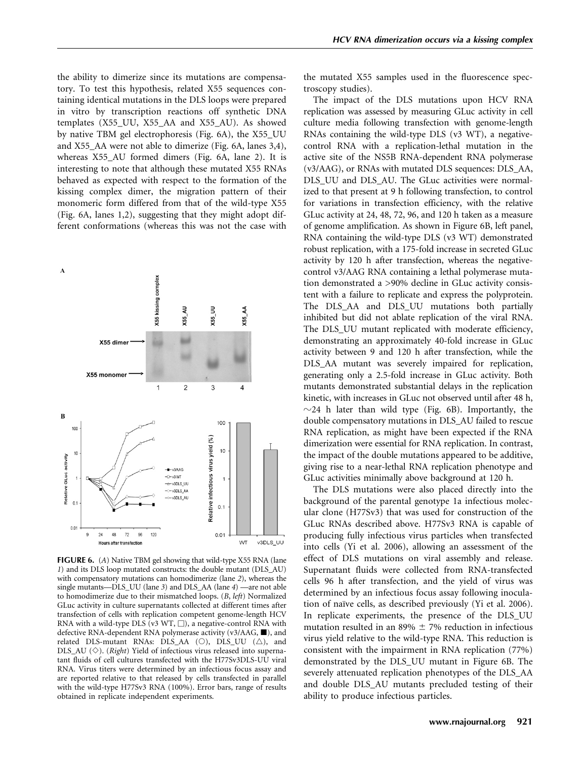the ability to dimerize since its mutations are compensatory. To test this hypothesis, related X55 sequences containing identical mutations in the DLS loops were prepared in vitro by transcription reactions off synthetic DNA templates (X55_UU, X55_AA and X55_AU). As showed by native TBM gel electrophoresis (Fig. 6A), the X55_UU and X55_AA were not able to dimerize (Fig. 6A, lanes 3,4), whereas X55_AU formed dimers (Fig. 6A, lane 2). It is interesting to note that although these mutated X55 RNAs behaved as expected with respect to the formation of the kissing complex dimer, the migration pattern of their monomeric form differed from that of the wild-type X55 (Fig. 6A, lanes 1,2), suggesting that they might adopt different conformations (whereas this was not the case with the mutated X55 samples used in the fluorescence spectroscopy studies).

The impact of the DLS mutations upon HCV RNA replication was assessed by measuring GLuc activity in cell culture media following transfection with genome-length RNAs containing the wild-type DLS (v3 WT), a negative-control RNA with a replication-lethal mutation in the active site of the NS5B RNA-dependent RNA polymerase (v3/AAG), or RNAs with mutated DLS sequences: DLS_AA, DLS_UU and DLS_AU. The GLuc activities were normalized to that present at 9 h following transfection, to control for variations in transfection efficiency, with the relative GLuc activity at 24, 48, 72, 96, and 120 h taken as a measure of genome amplification. As shown in Figure 6B, left panel, RNA containing the wild-type DLS (v3 WT) demonstrated robust replication, with a 175-fold increase in secreted GLuc activity by 120 h after transfection, whereas the negative-control v3/AAG RNA containing a lethal polymerase mutation demonstrated a >90% decline in GLuc activity consistent with a failure to replicate and express the polyprotein. The DLS_AA and DLS_UU mutations both partially inhibited but did not ablate replication of the viral RNA. The DLS_UU mutant replicated with moderate efficiency, demonstrating an approximately 40-fold increase in GLuc activity between 9 and 120 h after transfection, while the DLS_AA mutant was severely impaired for replication, generating only a 2.5-fold increase in GLuc activity. Both mutants demonstrated substantial delays in the replication kinetic, with increases in GLuc not observed until after 48 h, ~24 h later than wild type (Fig. 6B). Importantly, the double compensatory mutations in DLS_AU failed to rescue RNA replication, as might have been expected if the RNA dimerization were essential for RNA replication. In contrast, the impact of the double mutations appeared to be additive, giving rise to a near-lethal RNA replication phenotype and GLuc activities minimally above background at 120 h.

The DLS mutations were also placed directly into the background of the parental genotype 1a infectious molecular clone (H77Sv3) that was used for construction of the GLuc RNAs described above. H77Sv3 RNA is capable of producing fully infectious virus particles when transfected into cells (Yi et al. 2006), allowing an assessment of the effect of DLS mutations on viral assembly and release. Supernatant fluids were collected from RNA-transfected cells 96 h after transfection, and the yield of virus was determined by an infectious focus assay following inoculation of naïve cells, as described previously (Yi et al. 2006). In replicate experiments, the presence of the DLS_UU mutation resulted in an 89% ± 7% reduction in infectious virus yield relative to the wild-type RNA. This reduction is consistent with the impairment in RNA replication (77%) demonstrated by the DLS_UU mutant in Figure 6B. The severely attenuated replication phenotypes of the DLS_AA and double DLS_AU mutants precluded testing of their ability to produce infectious particles.

**FIGURE 6.** (*A*) Native TBM gel showing that wild-type X55 RNA (lane *1*) and its DLS loop mutated constructs: the double mutant (DLS_AU) with compensatory mutations can homodimerize (lane *2*), whereas the single mutants—DLS_UU (lane *3*) and DLS_AA (lane *4*) —are not able to homodimerize due to their mismatched loops. (*B*, *left*) Normalized GLuc activity in culture supernatants collected at different times after transfection of cells with replication competent genome-length HCV RNA with a wild-type DLS (v3 WT, □), a negative-control RNA with defective RNA-dependent RNA polymerase activity (v3/AAG, ■), and related DLS-mutant RNAs: DLS_AA (○), DLS_UU (△), and DLS_AU (◇). (*Right*) Yield of infectious virus released into supernatant fluids of cell cultures transfected with the H77Sv3DLS-UU viral RNA. Virus titers were determined by an infectious focus assay and are reported relative to that released by cells transfected in parallel with the wild-type H77Sv3 RNA (100%). Error bars, range of results obtained in replicate independent experiments.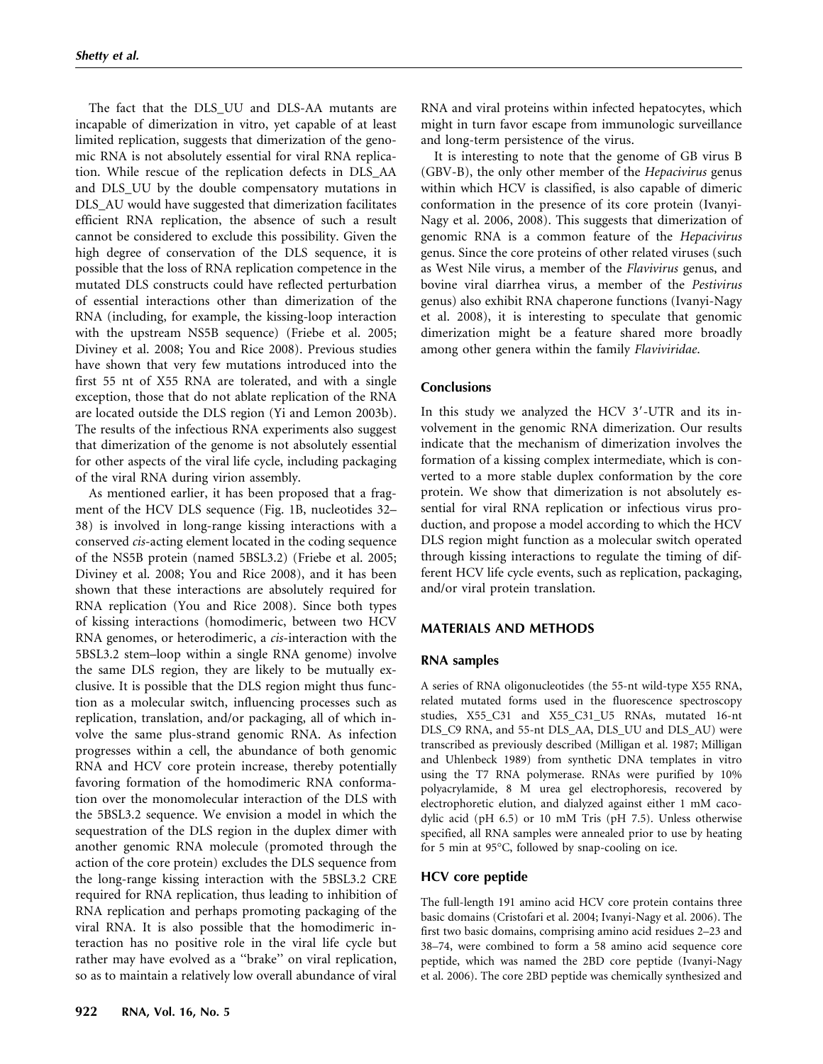The fact that the DLS_UU and DLS-AA mutants are incapable of dimerization in vitro, yet capable of at least limited replication, suggests that dimerization of the genomic RNA is not absolutely essential for viral RNA replication. While rescue of the replication defects in DLS_AA and DLS_UU by the double compensatory mutations in DLS_AU would have suggested that dimerization facilitates efficient RNA replication, the absence of such a result cannot be considered to exclude this possibility. Given the high degree of conservation of the DLS sequence, it is possible that the loss of RNA replication competence in the mutated DLS constructs could have reflected perturbation of essential interactions other than dimerization of the RNA (including, for example, the kissing-loop interaction with the upstream NS5B sequence) (Friebe et al. 2005; Diviney et al. 2008; You and Rice 2008). Previous studies have shown that very few mutations introduced into the first 55 nt of X55 RNA are tolerated, and with a single exception, those that do not ablate replication of the RNA are located outside the DLS region (Yi and Lemon 2003b). The results of the infectious RNA experiments also suggest that dimerization of the genome is not absolutely essential for other aspects of the viral life cycle, including packaging of the viral RNA during virion assembly.

As mentioned earlier, it has been proposed that a fragment of the HCV DLS sequence (Fig. 1B, nucleotides 32–38) is involved in long-range kissing interactions with a conserved *cis*-acting element located in the coding sequence of the NS5B protein (named 5BSL3.2) (Friebe et al. 2005; Diviney et al. 2008; You and Rice 2008), and it has been shown that these interactions are absolutely required for RNA replication (You and Rice 2008). Since both types of kissing interactions (homodimeric, between two HCV RNA genomes, or heterodimeric, a *cis*-interaction with the 5BSL3.2 stem–loop within a single RNA genome) involve the same DLS region, they are likely to be mutually exclusive. It is possible that the DLS region might thus function as a molecular switch, influencing processes such as replication, translation, and/or packaging, all of which involve the same plus-strand genomic RNA. As infection progresses within a cell, the abundance of both genomic RNA and HCV core protein increase, thereby potentially favoring formation of the homodimeric RNA conformation over the monomolecular interaction of the DLS with the 5BSL3.2 sequence. We envision a model in which the sequestration of the DLS region in the duplex dimer with another genomic RNA molecule (promoted through the action of the core protein) excludes the DLS sequence from the long-range kissing interaction with the 5BSL3.2 CRE required for RNA replication, thus leading to inhibition of RNA replication and perhaps promoting packaging of the viral RNA. It is also possible that the homodimeric interaction has no positive role in the viral life cycle but rather may have evolved as a "brake" on viral replication, so as to maintain a relatively low overall abundance of viral RNA and viral proteins within infected hepatocytes, which might in turn favor escape from immunologic surveillance and long-term persistence of the virus.

It is interesting to note that the genome of GB virus B (GBV-B), the only other member of the *Hepacivirus* genus within which HCV is classified, is also capable of dimeric conformation in the presence of its core protein (Ivanyi-Nagy et al. 2006, 2008). This suggests that dimerization of genomic RNA is a common feature of the *Hepacivirus* genus. Since the core proteins of other related viruses (such as West Nile virus, a member of the *Flavivirus* genus, and bovine viral diarrhea virus, a member of the *Pestivirus* genus) also exhibit RNA chaperone functions (Ivanyi-Nagy et al. 2008), it is interesting to speculate that genomic dimerization might be a feature shared more broadly among other genera within the family *Flaviviridae*.

## Conclusions

In this study we analyzed the HCV 3′-UTR and its involvement in the genomic RNA dimerization. Our results indicate that the mechanism of dimerization involves the formation of a kissing complex intermediate, which is converted to a more stable duplex conformation by the core protein. We show that dimerization is not absolutely essential for viral RNA replication or infectious virus production, and propose a model according to which the HCV DLS region might function as a molecular switch operated through kissing interactions to regulate the timing of different HCV life cycle events, such as replication, packaging, and/or viral protein translation.

## MATERIALS AND METHODS

### RNA samples

A series of RNA oligonucleotides (the 55-nt wild-type X55 RNA, related mutated forms used in the fluorescence spectroscopy studies, X55_C31 and X55_C31_U5 RNAs, mutated 16-nt DLS_C9 RNA, and 55-nt DLS_AA, DLS_UU and DLS_AU) were transcribed as previously described (Milligan et al. 1987; Milligan and Uhlenbeck 1989) from synthetic DNA templates in vitro using the T7 RNA polymerase. RNAs were purified by 10% polyacrylamide, 8 M urea gel electrophoresis, recovered by electrophoretic elution, and dialyzed against either 1 mM cacodylic acid (pH 6.5) or 10 mM Tris (pH 7.5). Unless otherwise specified, all RNA samples were annealed prior to use by heating for 5 min at 95°C, followed by snap-cooling on ice.

### HCV core peptide

The full-length 191 amino acid HCV core protein contains three basic domains (Cristofari et al. 2004; Ivanyi-Nagy et al. 2006). The first two basic domains, comprising amino acid residues 2–23 and 38–74, were combined to form a 58 amino acid sequence core peptide, which was named the 2BD core peptide (Ivanyi-Nagy et al. 2006). The core 2BD peptide was chemically synthesized and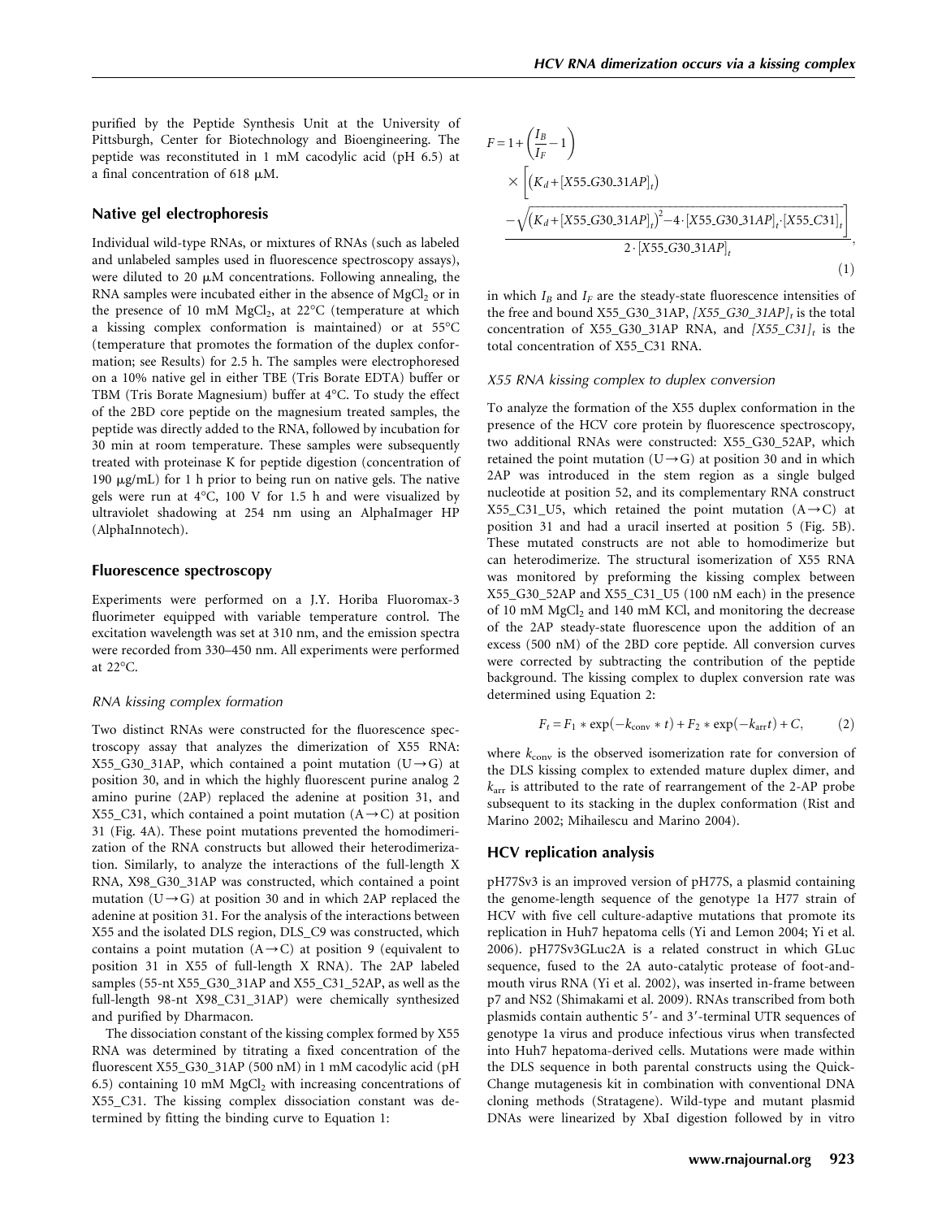purified by the Peptide Synthesis Unit at the University of Pittsburgh, Center for Biotechnology and Bioengineering. The peptide was reconstituted in 1 mM cacodylic acid (pH 6.5) at a final concentration of 618 μM.

## Native gel electrophoresis

Individual wild-type RNAs, or mixtures of RNAs (such as labeled and unlabeled samples used in fluorescence spectroscopy assays), were diluted to 20 μM concentrations. Following annealing, the RNA samples were incubated either in the absence of $MgCl_2$ or in the presence of 10 mM $MgCl_2$, at 22°C (temperature at which a kissing complex conformation is maintained) or at 55°C (temperature that promotes the formation of the duplex conformation; see Results) for 2.5 h. The samples were electrophoresed on a 10% native gel in either TBE (Tris Borate EDTA) buffer or TBM (Tris Borate Magnesium) buffer at 4°C. To study the effect of the 2BD core peptide on the magnesium treated samples, the peptide was directly added to the RNA, followed by incubation for 30 min at room temperature. These samples were subsequently treated with proteinase K for peptide digestion (concentration of 190 μg/mL) for 1 h prior to being run on native gels. The native gels were run at 4°C, 100 V for 1.5 h and were visualized by ultraviolet shadowing at 254 nm using an AlphaImager HP (AlphaInnotech).

## Fluorescence spectroscopy

Experiments were performed on a J.Y. Horiba Fluoromax-3 fluorimeter equipped with variable temperature control. The excitation wavelength was set at 310 nm, and the emission spectra were recorded from 330–450 nm. All experiments were performed at 22°C.

### *RNA kissing complex formation*

Two distinct RNAs were constructed for the fluorescence spectroscopy assay that analyzes the dimerization of X55 RNA: X55_G30_31AP, which contained a point mutation (U→G) at position 30, and in which the highly fluorescent purine analog 2 amino purine (2AP) replaced the adenine at position 31, and X55_C31, which contained a point mutation (A→C) at position 31 (Fig. 4A). These point mutations prevented the homodimerization of the RNA constructs but allowed their heterodimerization. Similarly, to analyze the interactions of the full-length X RNA, X98_G30_31AP was constructed, which contained a point mutation (U→G) at position 30 and in which 2AP replaced the adenine at position 31. For the analysis of the interactions between X55 and the isolated DLS region, DLS_C9 was constructed, which contains a point mutation (A→C) at position 9 (equivalent to position 31 in X55 of full-length X RNA). The 2AP labeled samples (55-nt X55_G30_31AP and X55_C31_52AP, as well as the full-length 98-nt X98_C31_31AP) were chemically synthesized and purified by Dharmacon.

The dissociation constant of the kissing complex formed by X55 RNA was determined by titrating a fixed concentration of the fluorescent X55_G30_31AP (500 nM) in 1 mM cacodylic acid (pH 6.5) containing 10 mM $MgCl_2$ with increasing concentrations of X55_C31. The kissing complex dissociation constant was determined by fitting the binding curve to Equation 1:

$$F = 1 + \left(\frac{I_B}{I_F} - 1\right) \times \frac{\left[\left(K_d + [X55\_G30\_31AP]_t\right) - \sqrt{\left(K_d + [X55\_G30\_31AP]_t\right)^2 - 4 \cdot [X55\_G30\_31AP]_t \cdot [X55\_C31]_t}\right]}{2 \cdot [X55\_G30\_31AP]_t}, \tag{1}$$

in which $I_B$ and $I_F$ are the steady-state fluorescence intensities of the free and bound X55_G30_31AP, $[X55\_G30\_31AP]_t$ is the total concentration of X55_G30_31AP RNA, and $[X55\_C31]_t$ is the total concentration of X55_C31 RNA.

### *X55 RNA kissing complex to duplex conversion*

To analyze the formation of the X55 duplex conformation in the presence of the HCV core protein by fluorescence spectroscopy, two additional RNAs were constructed: X55_G30_52AP, which retained the point mutation (U→G) at position 30 and in which 2AP was introduced in the stem region as a single bulged nucleotide at position 52, and its complementary RNA construct X55_C31_U5, which retained the point mutation (A→C) at position 31 and had a uracil inserted at position 5 (Fig. 5B). These mutated constructs are not able to homodimerize but can heterodimerize. The structural isomerization of X55 RNA was monitored by preforming the kissing complex between X55_G30_52AP and X55_C31_U5 (100 nM each) in the presence of 10 mM $MgCl_2$ and 140 mM KCl, and monitoring the decrease of the 2AP steady-state fluorescence upon the addition of an excess (500 nM) of the 2BD core peptide. All conversion curves were corrected by subtracting the contribution of the peptide background. The kissing complex to duplex conversion rate was determined using Equation 2:

$$F_t = F_1 * \exp(-k_{conv} * t) + F_2 * \exp(-k_{arr} t) + C, \tag{2}$$

where $k_{conv}$ is the observed isomerization rate for conversion of the DLS kissing complex to extended mature duplex dimer, and $k_{arr}$ is attributed to the rate of rearrangement of the 2-AP probe subsequent to its stacking in the duplex conformation (Rist and Marino 2002; Mihailescu and Marino 2004).

## HCV replication analysis

pH77Sv3 is an improved version of pH77S, a plasmid containing the genome-length sequence of the genotype 1a H77 strain of HCV with five cell culture-adaptive mutations that promote its replication in Huh7 hepatoma cells (Yi and Lemon 2004; Yi et al. 2006). pH77Sv3GLuc2A is a related construct in which GLuc sequence, fused to the 2A auto-catalytic protease of foot-and-mouth virus RNA (Yi et al. 2002), was inserted in-frame between p7 and NS2 (Shimakami et al. 2009). RNAs transcribed from both plasmids contain authentic 5′- and 3′-terminal UTR sequences of genotype 1a virus and produce infectious virus when transfected into Huh7 hepatoma-derived cells. Mutations were made within the DLS sequence in both parental constructs using the QuickChange mutagenesis kit in combination with conventional DNA cloning methods (Stratagene). Wild-type and mutant plasmid DNAs were linearized by XbaI digestion followed by in vitro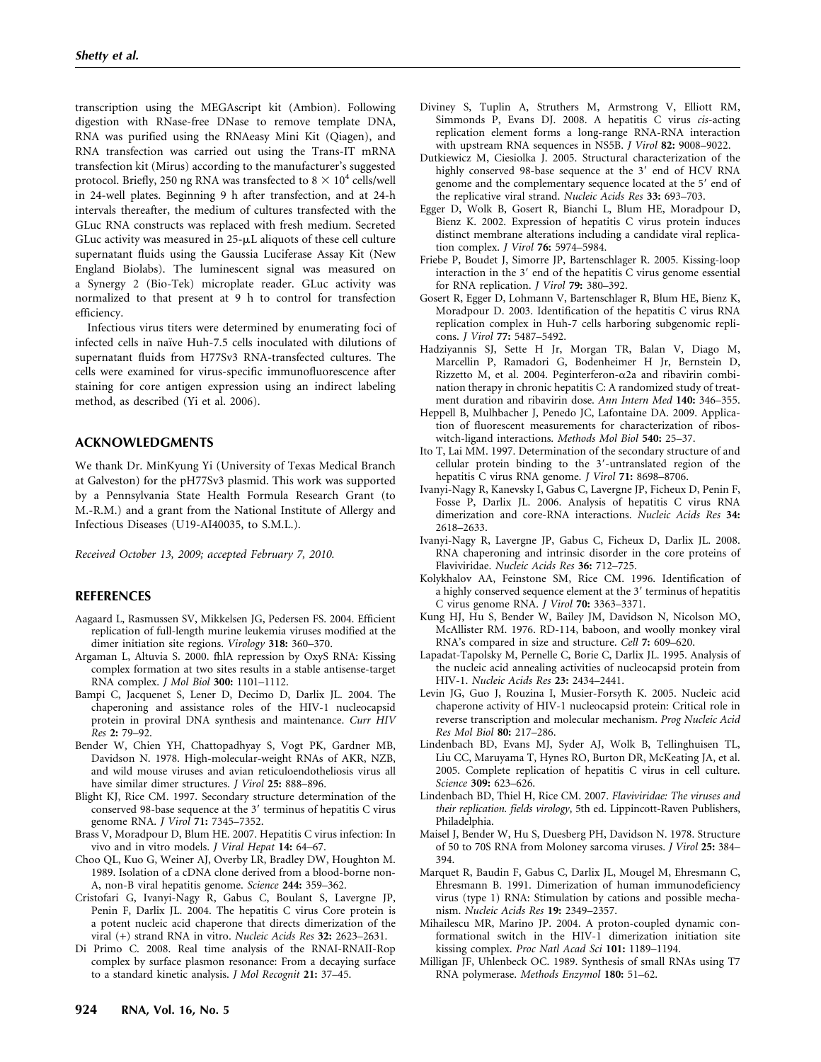transcription using the MEGAscript kit (Ambion). Following digestion with RNase-free DNase to remove template DNA, RNA was purified using the RNAeasy Mini Kit (Qiagen), and RNA transfection was carried out using the Trans-IT mRNA transfection kit (Mirus) according to the manufacturer's suggested protocol. Briefly, 250 ng RNA was transfected to $8 \times 10^4$ cells/well in 24-well plates. Beginning 9 h after transfection, and at 24-h intervals thereafter, the medium of cultures transfected with the GLuc RNA constructs was replaced with fresh medium. Secreted GLuc activity was measured in 25-μL aliquots of these cell culture supernatant fluids using the Gaussia Luciferase Assay Kit (New England Biolabs). The luminescent signal was measured on a Synergy 2 (Bio-Tek) microplate reader. GLuc activity was normalized to that present at 9 h to control for transfection efficiency.

Infectious virus titers were determined by enumerating foci of infected cells in naïve Huh-7.5 cells inoculated with dilutions of supernatant fluids from H77Sv3 RNA-transfected cultures. The cells were examined for virus-specific immunofluorescence after staining for core antigen expression using an indirect labeling method, as described (Yi et al. 2006).

## ACKNOWLEDGMENTS

We thank Dr. MinKyung Yi (University of Texas Medical Branch at Galveston) for the pH77Sv3 plasmid. This work was supported by a Pennsylvania State Health Formula Research Grant (to M.-R.M.) and a grant from the National Institute of Allergy and Infectious Diseases (U19-AI40035, to S.M.L.).

*Received October 13, 2009; accepted February 7, 2010.*

## REFERENCES

Aagaard L, Rasmussen SV, Mikkelsen JG, Pedersen FS. 2004. Efficient replication of full-length murine leukemia viruses modified at the dimer initiation site regions. *Virology* **318:** 360–370.

Argaman L, Altuvia S. 2000. fhlA repression by OxyS RNA: Kissing complex formation at two sites results in a stable antisense-target RNA complex. *J Mol Biol* **300:** 1101–1112.

Bampi C, Jacquenet S, Lener D, Decimo D, Darlix JL. 2004. The chaperoning and assistance roles of the HIV-1 nucleocapsid protein in proviral DNA synthesis and maintenance. *Curr HIV Res* **2:** 79–92.

Bender W, Chien YH, Chattopadhyay S, Vogt PK, Gardner MB, Davidson N. 1978. High-molecular-weight RNAs of AKR, NZB, and wild mouse viruses and avian reticuloendotheliosis virus all have similar dimer structures. *J Virol* **25:** 888–896.

Blight KJ, Rice CM. 1997. Secondary structure determination of the conserved 98-base sequence at the 3′ terminus of hepatitis C virus genome RNA. *J Virol* **71:** 7345–7352.

Brass V, Moradpour D, Blum HE. 2007. Hepatitis C virus infection: In vivo and in vitro models. *J Viral Hepat* **14:** 64–67.

Choo QL, Kuo G, Weiner AJ, Overby LR, Bradley DW, Houghton M. 1989. Isolation of a cDNA clone derived from a blood-borne non-A, non-B viral hepatitis genome. *Science* **244:** 359–362.

Cristofari G, Ivanyi-Nagy R, Gabus C, Boulant S, Lavergne JP, Penin F, Darlix JL. 2004. The hepatitis C virus Core protein is a potent nucleic acid chaperone that directs dimerization of the viral (+) strand RNA in vitro. *Nucleic Acids Res* **32:** 2623–2631.

Di Primo C. 2008. Real time analysis of the RNAI-RNAII-Rop complex by surface plasmon resonance: From a decaying surface to a standard kinetic analysis. *J Mol Recognit* **21:** 37–45.

Diviney S, Tuplin A, Struthers M, Armstrong V, Elliott RM, Simmonds P, Evans DJ. 2008. A hepatitis C virus *cis*-acting replication element forms a long-range RNA-RNA interaction with upstream RNA sequences in NS5B. *J Virol* **82:** 9008–9022.

Dutkiewicz M, Ciesiolka J. 2005. Structural characterization of the highly conserved 98-base sequence at the 3′ end of HCV RNA genome and the complementary sequence located at the 5′ end of the replicative viral strand. *Nucleic Acids Res* **33:** 693–703.

Egger D, Wolk B, Gosert R, Bianchi L, Blum HE, Moradpour D, Bienz K. 2002. Expression of hepatitis C virus protein induces distinct membrane alterations including a candidate viral replication complex. *J Virol* **76:** 5974–5984.

Friebe P, Boudet J, Simorre JP, Bartenschlager R. 2005. Kissing-loop interaction in the 3′ end of the hepatitis C virus genome essential for RNA replication. *J Virol* **79:** 380–392.

Gosert R, Egger D, Lohmann V, Bartenschlager R, Blum HE, Bienz K, Moradpour D. 2003. Identification of the hepatitis C virus RNA replication complex in Huh-7 cells harboring subgenomic replicons. *J Virol* **77:** 5487–5492.

Hadziyannis SJ, Sette H Jr, Morgan TR, Balan V, Diago M, Marcellin P, Ramadori G, Bodenheimer H Jr, Bernstein D, Rizzetto M, et al. 2004. Peginterferon-α2a and ribavirin combination therapy in chronic hepatitis C: A randomized study of treatment duration and ribavirin dose. *Ann Intern Med* **140:** 346–355.

Heppell B, Mulhbacher J, Penedo JC, Lafontaine DA. 2009. Application of fluorescent measurements for characterization of riboswitch-ligand interactions. *Methods Mol Biol* **540:** 25–37.

Ito T, Lai MM. 1997. Determination of the secondary structure of and cellular protein binding to the 3′-untranslated region of the hepatitis C virus RNA genome. *J Virol* **71:** 8698–8706.

Ivanyi-Nagy R, Kanevsky I, Gabus C, Lavergne JP, Ficheux D, Penin F, Fosse P, Darlix JL. 2006. Analysis of hepatitis C virus RNA dimerization and core-RNA interactions. *Nucleic Acids Res* **34:** 2618–2633.

Ivanyi-Nagy R, Lavergne JP, Gabus C, Ficheux D, Darlix JL. 2008. RNA chaperoning and intrinsic disorder in the core proteins of Flaviviridae. *Nucleic Acids Res* **36:** 712–725.

Kolykhalov AA, Feinstone SM, Rice CM. 1996. Identification of a highly conserved sequence element at the 3′ terminus of hepatitis C virus genome RNA. *J Virol* **70:** 3363–3371.

Kung HJ, Hu S, Bender W, Bailey JM, Davidson N, Nicolson MO, McAllister RM. 1976. RD-114, baboon, and woolly monkey viral RNA's compared in size and structure. *Cell* **7:** 609–620.

Lapadat-Tapolsky M, Pernelle C, Borie C, Darlix JL. 1995. Analysis of the nucleic acid annealing activities of nucleocapsid protein from HIV-1. *Nucleic Acids Res* **23:** 2434–2441.

Levin JG, Guo J, Rouzina I, Musier-Forsyth K. 2005. Nucleic acid chaperone activity of HIV-1 nucleocapsid protein: Critical role in reverse transcription and molecular mechanism. *Prog Nucleic Acid Res Mol Biol* **80:** 217–286.

Lindenbach BD, Evans MJ, Syder AJ, Wolk B, Tellinghuisen TL, Liu CC, Maruyama T, Hynes RO, Burton DR, McKeating JA, et al. 2005. Complete replication of hepatitis C virus in cell culture. *Science* **309:** 623–626.

Lindenbach BD, Thiel H, Rice CM. 2007. *Flaviviridae: The viruses and their replication. fields virology*, 5th ed. Lippincott-Raven Publishers, Philadelphia.

Maisel J, Bender W, Hu S, Duesberg PH, Davidson N. 1978. Structure of 50 to 70S RNA from Moloney sarcoma viruses. *J Virol* **25:** 384–394.

Marquet R, Baudin F, Gabus C, Darlix JL, Mougel M, Ehresmann C, Ehresmann B. 1991. Dimerization of human immunodeficiency virus (type 1) RNA: Stimulation by cations and possible mechanism. *Nucleic Acids Res* **19:** 2349–2357.

Mihailescu MR, Marino JP. 2004. A proton-coupled dynamic conformational switch in the HIV-1 dimerization initiation site kissing complex. *Proc Natl Acad Sci* **101:** 1189–1194.

Milligan JF, Uhlenbeck OC. 1989. Synthesis of small RNAs using T7 RNA polymerase. *Methods Enzymol* **180:** 51–62.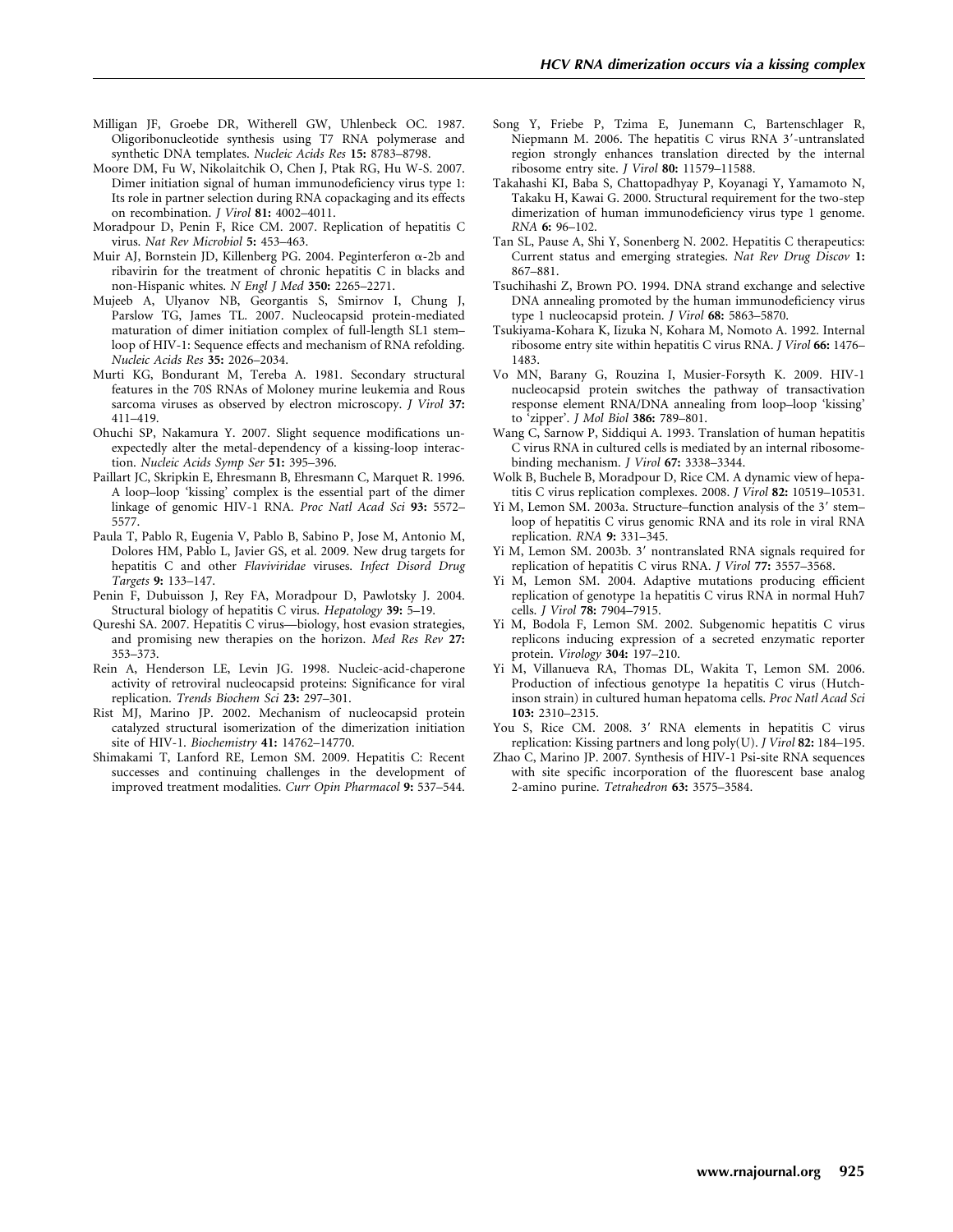Milligan JF, Groebe DR, Witherell GW, Uhlenbeck OC. 1987. Oligoribonucleotide synthesis using T7 RNA polymerase and synthetic DNA templates. *Nucleic Acids Res* **15:** 8783–8798.

Moore DM, Fu W, Nikolaitchik O, Chen J, Ptak RG, Hu W-S. 2007. Dimer initiation signal of human immunodeficiency virus type 1: Its role in partner selection during RNA copackaging and its effects on recombination. *J Virol* **81:** 4002–4011.

Moradpour D, Penin F, Rice CM. 2007. Replication of hepatitis C virus. *Nat Rev Microbiol* **5:** 453–463.

Muir AJ, Bornstein JD, Killenberg PG. 2004. Peginterferon α-2b and ribavirin for the treatment of chronic hepatitis C in blacks and non-Hispanic whites. *N Engl J Med* **350:** 2265–2271.

Mujeeb A, Ulyanov NB, Georgantis S, Smirnov I, Chung J, Parslow TG, James TL. 2007. Nucleocapsid protein-mediated maturation of dimer initiation complex of full-length SL1 stem–loop of HIV-1: Sequence effects and mechanism of RNA refolding. *Nucleic Acids Res* **35:** 2026–2034.

Murti KG, Bondurant M, Tereba A. 1981. Secondary structural features in the 70S RNAs of Moloney murine leukemia and Rous sarcoma viruses as observed by electron microscopy. *J Virol* **37:** 411–419.

Ohuchi SP, Nakamura Y. 2007. Slight sequence modifications unexpectedly alter the metal-dependency of a kissing-loop interaction. *Nucleic Acids Symp Ser* **51:** 395–396.

Paillart JC, Skripkin E, Ehresmann B, Ehresmann C, Marquet R. 1996. A loop–loop 'kissing' complex is the essential part of the dimer linkage of genomic HIV-1 RNA. *Proc Natl Acad Sci* **93:** 5572–5577.

Paula T, Pablo R, Eugenia V, Pablo B, Sabino P, Jose M, Antonio M, Dolores HM, Pablo L, Javier GS, et al. 2009. New drug targets for hepatitis C and other *Flaviviridae* viruses. *Infect Disord Drug Targets* **9:** 133–147.

Penin F, Dubuisson J, Rey FA, Moradpour D, Pawlotsky J. 2004. Structural biology of hepatitis C virus. *Hepatology* **39:** 5–19.

Qureshi SA. 2007. Hepatitis C virus—biology, host evasion strategies, and promising new therapies on the horizon. *Med Res Rev* **27:** 353–373.

Rein A, Henderson LE, Levin JG. 1998. Nucleic-acid-chaperone activity of retroviral nucleocapsid proteins: Significance for viral replication. *Trends Biochem Sci* **23:** 297–301.

Rist MJ, Marino JP. 2002. Mechanism of nucleocapsid protein catalyzed structural isomerization of the dimerization initiation site of HIV-1. *Biochemistry* **41:** 14762–14770.

Shimakami T, Lanford RE, Lemon SM. 2009. Hepatitis C: Recent successes and continuing challenges in the development of improved treatment modalities. *Curr Opin Pharmacol* **9:** 537–544.

Song Y, Friebe P, Tzima E, Junemann C, Bartenschlager R, Niepmann M. 2006. The hepatitis C virus RNA 3′-untranslated region strongly enhances translation directed by the internal ribosome entry site. *J Virol* **80:** 11579–11588.

Takahashi KI, Baba S, Chattopadhyay P, Koyanagi Y, Yamamoto N, Takaku H, Kawai G. 2000. Structural requirement for the two-step dimerization of human immunodeficiency virus type 1 genome. *RNA* **6:** 96–102.

Tan SL, Pause A, Shi Y, Sonenberg N. 2002. Hepatitis C therapeutics: Current status and emerging strategies. *Nat Rev Drug Discov* **1:** 867–881.

Tsuchihashi Z, Brown PO. 1994. DNA strand exchange and selective DNA annealing promoted by the human immunodeficiency virus type 1 nucleocapsid protein. *J Virol* **68:** 5863–5870.

Tsukiyama-Kohara K, Iizuka N, Kohara M, Nomoto A. 1992. Internal ribosome entry site within hepatitis C virus RNA. *J Virol* **66:** 1476–1483.

Vo MN, Barany G, Rouzina I, Musier-Forsyth K. 2009. HIV-1 nucleocapsid protein switches the pathway of transactivation response element RNA/DNA annealing from loop–loop 'kissing' to 'zipper'. *J Mol Biol* **386:** 789–801.

Wang C, Sarnow P, Siddiqui A. 1993. Translation of human hepatitis C virus RNA in cultured cells is mediated by an internal ribosome-binding mechanism. *J Virol* **67:** 3338–3344.

Wolk B, Buchele B, Moradpour D, Rice CM. A dynamic view of hepatitis C virus replication complexes. 2008. *J Virol* **82:** 10519–10531.

Yi M, Lemon SM. 2003a. Structure–function analysis of the 3′ stem–loop of hepatitis C virus genomic RNA and its role in viral RNA replication. *RNA* **9:** 331–345.

Yi M, Lemon SM. 2003b. 3′ nontranslated RNA signals required for replication of hepatitis C virus RNA. *J Virol* **77:** 3557–3568.

Yi M, Lemon SM. 2004. Adaptive mutations producing efficient replication of genotype 1a hepatitis C virus RNA in normal Huh7 cells. *J Virol* **78:** 7904–7915.

Yi M, Bodola F, Lemon SM. 2002. Subgenomic hepatitis C virus replicons inducing expression of a secreted enzymatic reporter protein. *Virology* **304:** 197–210.

Yi M, Villanueva RA, Thomas DL, Wakita T, Lemon SM. 2006. Production of infectious genotype 1a hepatitis C virus (Hutchinson strain) in cultured human hepatoma cells. *Proc Natl Acad Sci* **103:** 2310–2315.

You S, Rice CM. 2008. 3′ RNA elements in hepatitis C virus replication: Kissing partners and long poly(U). *J Virol* **82:** 184–195.

Zhao C, Marino JP. 2007. Synthesis of HIV-1 Psi-site RNA sequences with site specific incorporation of the fluorescent base analog 2-amino purine. *Tetrahedron* **63:** 3575–3584.